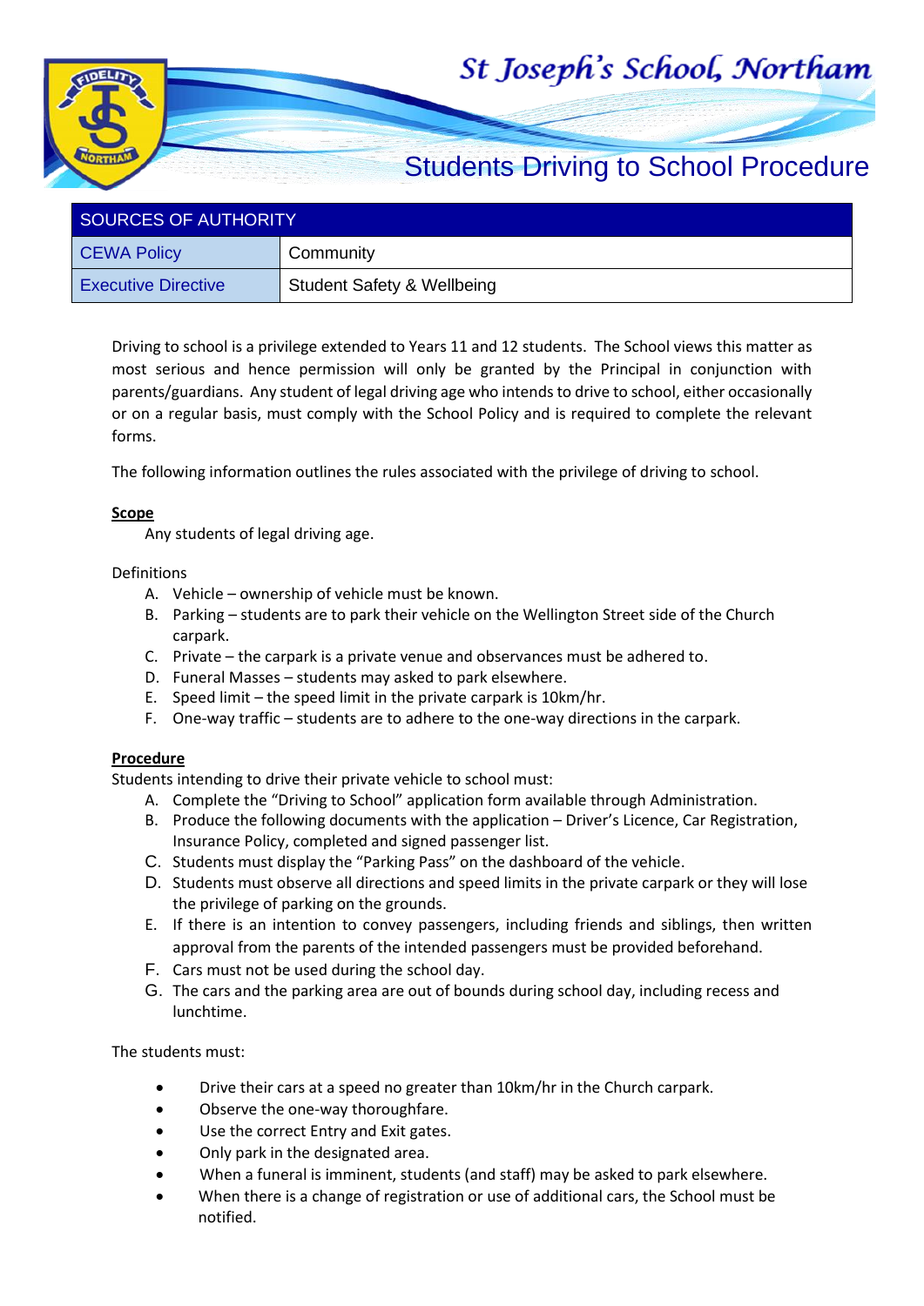# St Joseph's School, Northam

## Students Driving to School Procedure

| SOURCES OF AUTHORITY | |
|---|---|
| CEWA Policy | Community |
| Executive Directive | Student Safety & Wellbeing |

Driving to school is a privilege extended to Years 11 and 12 students. The School views this matter as most serious and hence permission will only be granted by the Principal in conjunction with parents/guardians. Any student of legal driving age who intends to drive to school, either occasionally or on a regular basis, must comply with the School Policy and is required to complete the relevant forms.

The following information outlines the rules associated with the privilege of driving to school.

**Scope**

Any students of legal driving age.

Definitions

A. Vehicle – ownership of vehicle must be known.
B. Parking – students are to park their vehicle on the Wellington Street side of the Church carpark.
C. Private – the carpark is a private venue and observances must be adhered to.
D. Funeral Masses – students may asked to park elsewhere.
E. Speed limit – the speed limit in the private carpark is 10km/hr.
F. One-way traffic – students are to adhere to the one-way directions in the carpark.

**Procedure**

Students intending to drive their private vehicle to school must:

A. Complete the "Driving to School" application form available through Administration.
B. Produce the following documents with the application – Driver's Licence, Car Registration, Insurance Policy, completed and signed passenger list.
C. Students must display the "Parking Pass" on the dashboard of the vehicle.
D. Students must observe all directions and speed limits in the private carpark or they will lose the privilege of parking on the grounds.
E. If there is an intention to convey passengers, including friends and siblings, then written approval from the parents of the intended passengers must be provided beforehand.
F. Cars must not be used during the school day.
G. The cars and the parking area are out of bounds during school day, including recess and lunchtime.

The students must:

- Drive their cars at a speed no greater than 10km/hr in the Church carpark.
- Observe the one-way thoroughfare.
- Use the correct Entry and Exit gates.
- Only park in the designated area.
- When a funeral is imminent, students (and staff) may be asked to park elsewhere.
- When there is a change of registration or use of additional cars, the School must be notified.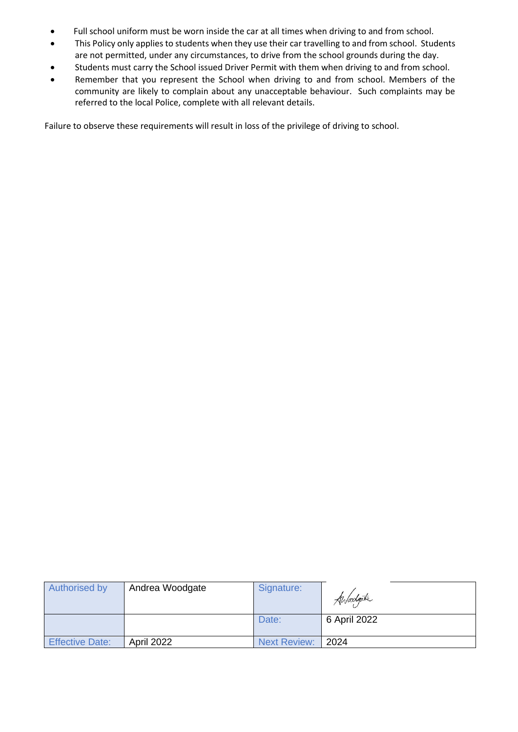- Full school uniform must be worn inside the car at all times when driving to and from school.
- This Policy only applies to students when they use their car travelling to and from school. Students are not permitted, under any circumstances, to drive from the school grounds during the day.
- Students must carry the School issued Driver Permit with them when driving to and from school.
- Remember that you represent the School when driving to and from school. Members of the community are likely to complain about any unacceptable behaviour. Such complaints may be referred to the local Police, complete with all relevant details.

Failure to observe these requirements will result in loss of the privilege of driving to school.

| | | | |
|---|---|---|---|
| Authorised by | Andrea Woodgate | Signature: | A Woodgate |
| | | Date: | 6 April 2022 |
| Effective Date: | April 2022 | Next Review: | 2024 |